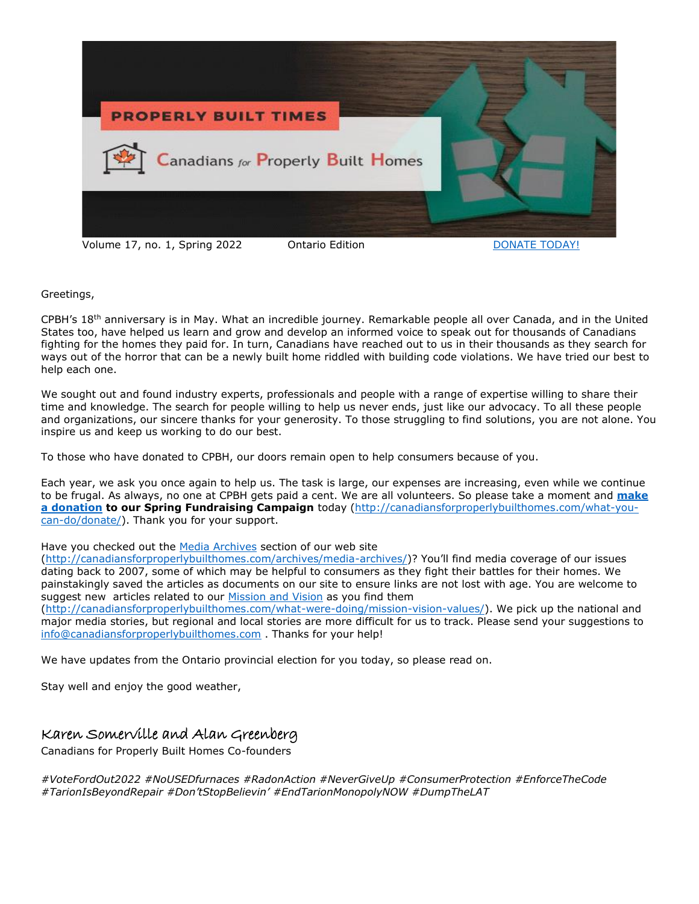# PROPERLY BUILT TIMES

## Canadians for Properly Built Homes

Volume 17, no. 1, Spring 2022 Ontario Edition [DONATE TODAY!](#)

Greetings,

CPBH's 18th anniversary is in May. What an incredible journey. Remarkable people all over Canada, and in the United States too, have helped us learn and grow and develop an informed voice to speak out for thousands of Canadians fighting for the homes they paid for. In turn, Canadians have reached out to us in their thousands as they search for ways out of the horror that can be a newly built home riddled with building code violations. We have tried our best to help each one.

We sought out and found industry experts, professionals and people with a range of expertise willing to share their time and knowledge. The search for people willing to help us never ends, just like our advocacy. To all these people and organizations, our sincere thanks for your generosity. To those struggling to find solutions, you are not alone. You inspire us and keep us working to do our best.

To those who have donated to CPBH, our doors remain open to help consumers because of you.

Each year, we ask you once again to help us. The task is large, our expenses are increasing, even while we continue to be frugal. As always, no one at CPBH gets paid a cent. We are all volunteers. So please take a moment and **make a donation to our Spring Fundraising Campaign** today (http://canadiansforproperlybuilthomes.com/what-you-can-do/donate/). Thank you for your support.

Have you checked out the Media Archives section of our web site (http://canadiansforproperlybuilthomes.com/archives/media-archives/)? You'll find media coverage of our issues dating back to 2007, some of which may be helpful to consumers as they fight their battles for their homes. We painstakingly saved the articles as documents on our site to ensure links are not lost with age. You are welcome to suggest new articles related to our Mission and Vision as you find them (http://canadiansforproperlybuilthomes.com/what-were-doing/mission-vision-values/). We pick up the national and major media stories, but regional and local stories are more difficult for us to track. Please send your suggestions to info@canadiansforproperlybuilthomes.com . Thanks for your help!

We have updates from the Ontario provincial election for you today, so please read on.

Stay well and enjoy the good weather,

*Karen Somerville and Alan Greenberg*
Canadians for Properly Built Homes Co-founders

*#VoteFordOut2022 #NoUSEDfurnaces #RadonAction #NeverGiveUp #ConsumerProtection #EnforceTheCode #TarionIsBeyondRepair #Don'tStopBelievin' #EndTarionMonopolyNOW #DumpTheLAT*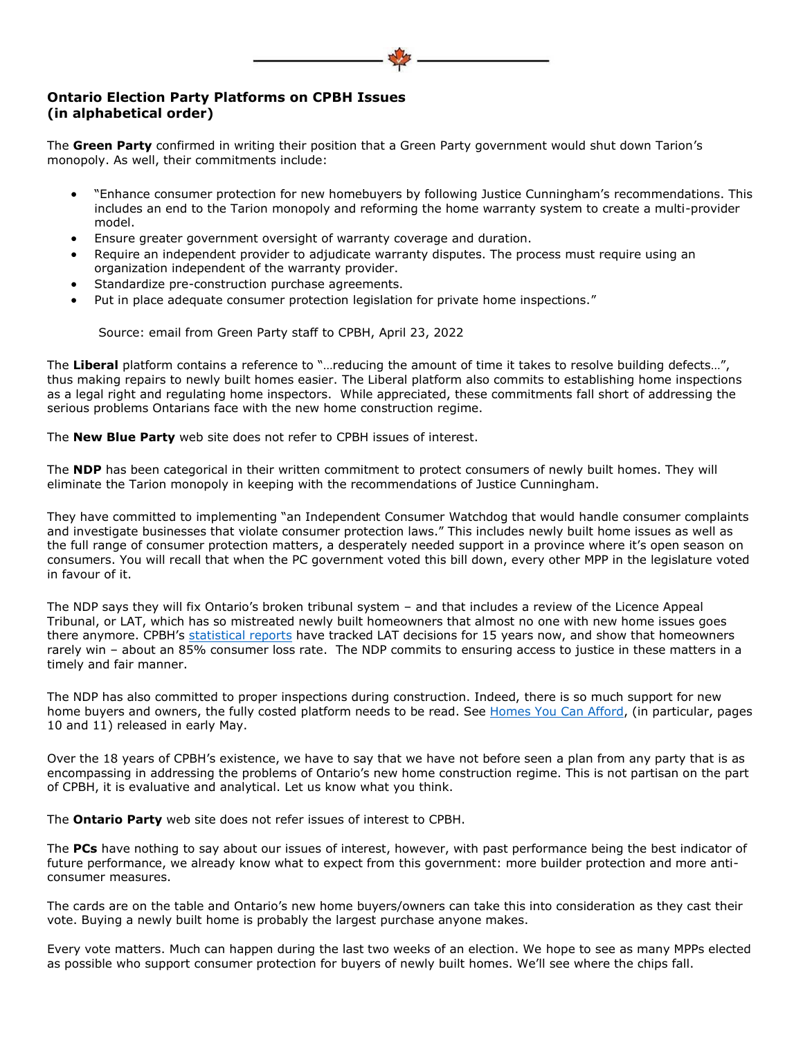**Ontario Election Party Platforms on CPBH Issues (in alphabetical order)**

The **Green Party** confirmed in writing their position that a Green Party government would shut down Tarion's monopoly. As well, their commitments include:

- "Enhance consumer protection for new homebuyers by following Justice Cunningham's recommendations. This includes an end to the Tarion monopoly and reforming the home warranty system to create a multi-provider model.
- Ensure greater government oversight of warranty coverage and duration.
- Require an independent provider to adjudicate warranty disputes. The process must require using an organization independent of the warranty provider.
- Standardize pre-construction purchase agreements.
- Put in place adequate consumer protection legislation for private home inspections."

Source: email from Green Party staff to CPBH, April 23, 2022

The **Liberal** platform contains a reference to "…reducing the amount of time it takes to resolve building defects…", thus making repairs to newly built homes easier. The Liberal platform also commits to establishing home inspections as a legal right and regulating home inspectors. While appreciated, these commitments fall short of addressing the serious problems Ontarians face with the new home construction regime.

The **New Blue Party** web site does not refer to CPBH issues of interest.

The **NDP** has been categorical in their written commitment to protect consumers of newly built homes. They will eliminate the Tarion monopoly in keeping with the recommendations of Justice Cunningham.

They have committed to implementing "an Independent Consumer Watchdog that would handle consumer complaints and investigate businesses that violate consumer protection laws." This includes newly built home issues as well as the full range of consumer protection matters, a desperately needed support in a province where it's open season on consumers. You will recall that when the PC government voted this bill down, every other MPP in the legislature voted in favour of it.

The NDP says they will fix Ontario's broken tribunal system – and that includes a review of the Licence Appeal Tribunal, or LAT, which has so mistreated newly built homeowners that almost no one with new home issues goes there anymore. CPBH's statistical reports have tracked LAT decisions for 15 years now, and show that homeowners rarely win – about an 85% consumer loss rate. The NDP commits to ensuring access to justice in these matters in a timely and fair manner.

The NDP has also committed to proper inspections during construction. Indeed, there is so much support for new home buyers and owners, the fully costed platform needs to be read. See Homes You Can Afford, (in particular, pages 10 and 11) released in early May.

Over the 18 years of CPBH's existence, we have to say that we have not before seen a plan from any party that is as encompassing in addressing the problems of Ontario's new home construction regime. This is not partisan on the part of CPBH, it is evaluative and analytical. Let us know what you think.

The **Ontario Party** web site does not refer issues of interest to CPBH.

The **PCs** have nothing to say about our issues of interest, however, with past performance being the best indicator of future performance, we already know what to expect from this government: more builder protection and more anti-consumer measures.

The cards are on the table and Ontario's new home buyers/owners can take this into consideration as they cast their vote. Buying a newly built home is probably the largest purchase anyone makes.

Every vote matters. Much can happen during the last two weeks of an election. We hope to see as many MPPs elected as possible who support consumer protection for buyers of newly built homes. We'll see where the chips fall.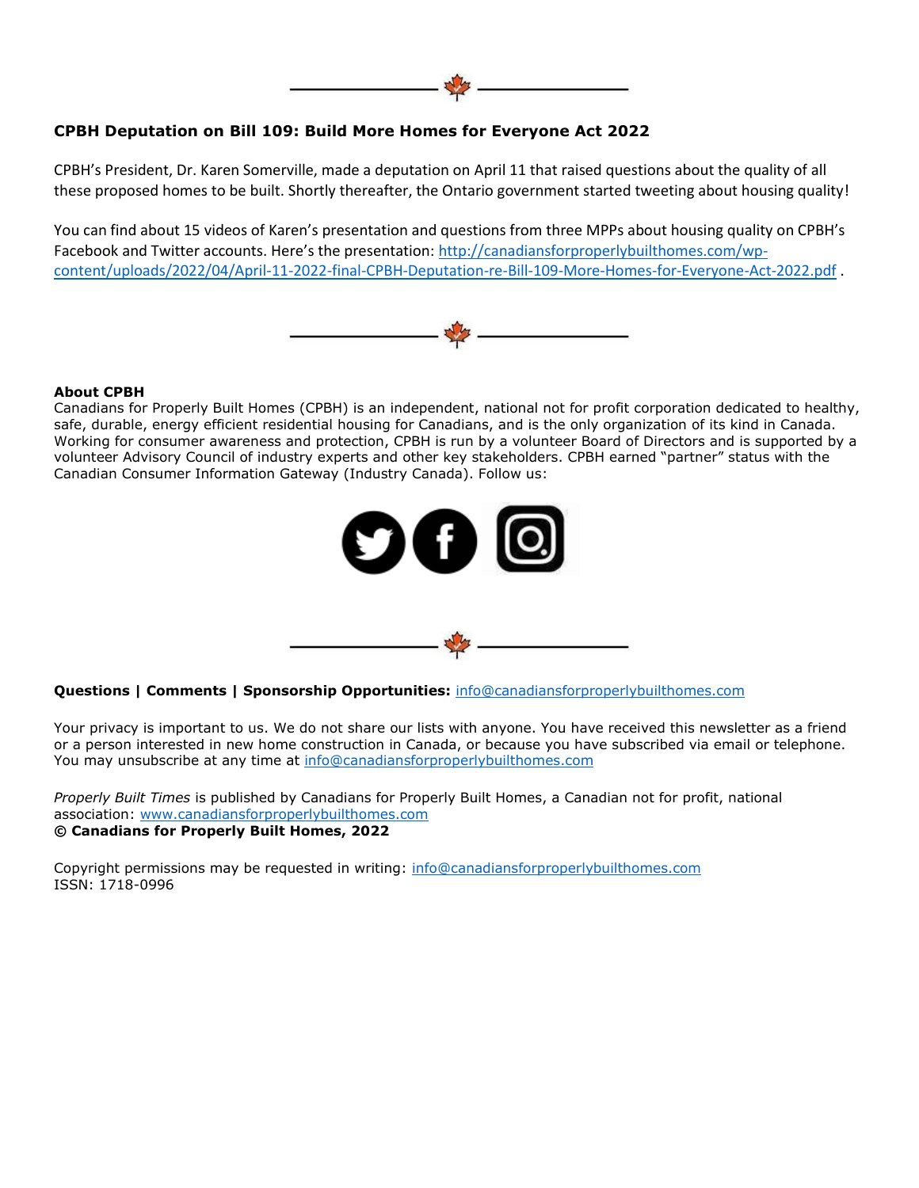## CPBH Deputation on Bill 109: Build More Homes for Everyone Act 2022

CPBH's President, Dr. Karen Somerville, made a deputation on April 11 that raised questions about the quality of all these proposed homes to be built. Shortly thereafter, the Ontario government started tweeting about housing quality!

You can find about 15 videos of Karen's presentation and questions from three MPPs about housing quality on CPBH's Facebook and Twitter accounts. Here's the presentation: http://canadiansforproperlybuilthomes.com/wp-content/uploads/2022/04/April-11-2022-final-CPBH-Deputation-re-Bill-109-More-Homes-for-Everyone-Act-2022.pdf .

**About CPBH**

Canadians for Properly Built Homes (CPBH) is an independent, national not for profit corporation dedicated to healthy, safe, durable, energy efficient residential housing for Canadians, and is the only organization of its kind in Canada. Working for consumer awareness and protection, CPBH is run by a volunteer Board of Directors and is supported by a volunteer Advisory Council of industry experts and other key stakeholders. CPBH earned "partner" status with the Canadian Consumer Information Gateway (Industry Canada). Follow us:

**Questions | Comments | Sponsorship Opportunities:** info@canadiansforproperlybuilthomes.com

Your privacy is important to us. We do not share our lists with anyone. You have received this newsletter as a friend or a person interested in new home construction in Canada, or because you have subscribed via email or telephone. You may unsubscribe at any time at info@canadiansforproperlybuilthomes.com

*Properly Built Times* is published by Canadians for Properly Built Homes, a Canadian not for profit, national association: www.canadiansforproperlybuilthomes.com
**© Canadians for Properly Built Homes, 2022**

Copyright permissions may be requested in writing: info@canadiansforproperlybuilthomes.com
ISSN: 1718-0996